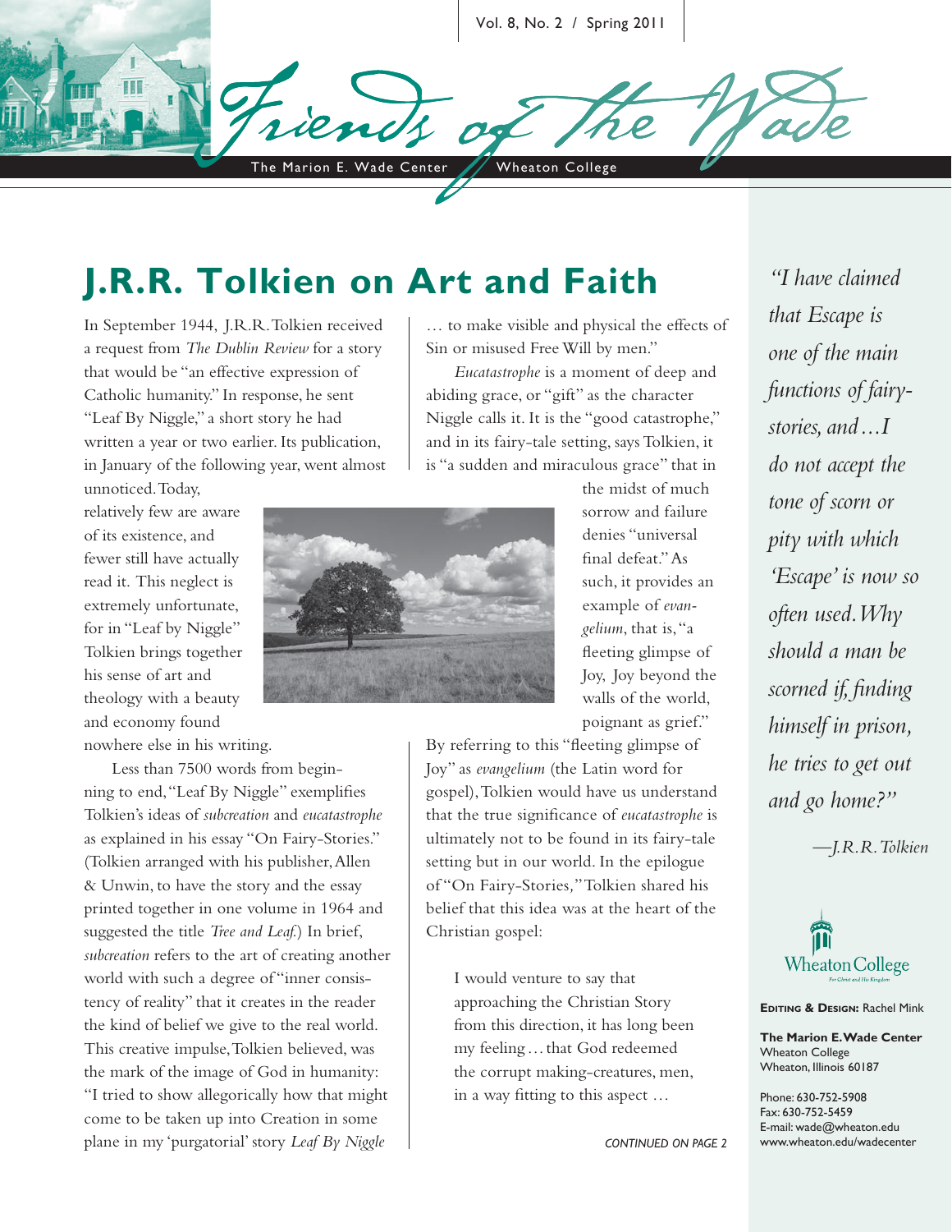# Friends of the Wade

The Marion E. Wade Center | Wheaton College

Vol. 8, No. 2 / Spring 2011

## J.R.R. Tolkien on Art and Faith

In September 1944, J.R.R. Tolkien received a request from *The Dublin Review* for a story that would be "an effective expression of Catholic humanity." In response, he sent "Leaf By Niggle," a short story he had written a year or two earlier. Its publication, in January of the following year, went almost unnoticed. Today, relatively few are aware of its existence, and fewer still have actually read it. This neglect is extremely unfortunate, for in "Leaf by Niggle" Tolkien brings together his sense of art and theology with a beauty and economy found nowhere else in his writing.

Less than 7500 words from beginning to end, "Leaf By Niggle" exemplifies Tolkien's ideas of *subcreation* and *eucatastrophe* as explained in his essay "On Fairy-Stories." (Tolkien arranged with his publisher, Allen & Unwin, to have the story and the essay printed together in one volume in 1964 and suggested the title *Tree and Leaf.*) In brief, *subcreation* refers to the art of creating another world with such a degree of "inner consistency of reality" that it creates in the reader the kind of belief we give to the real world. This creative impulse, Tolkien believed, was the mark of the image of God in humanity: "I tried to show allegorically how that might come to be taken up into Creation in some plane in my 'purgatorial' story *Leaf By Niggle* … to make visible and physical the effects of Sin or misused Free Will by men."

*Eucatastrophe* is a moment of deep and abiding grace, or "gift" as the character Niggle calls it. It is the "good catastrophe," and in its fairy-tale setting, says Tolkien, it is "a sudden and miraculous grace" that in the midst of much sorrow and failure denies "universal final defeat." As such, it provides an example of *evangelium*, that is, "a fleeting glimpse of Joy, Joy beyond the walls of the world, poignant as grief." By referring to this "fleeting glimpse of Joy" as *evangelium* (the Latin word for gospel), Tolkien would have us understand that the true significance of *eucatastrophe* is ultimately not to be found in its fairy-tale setting but in our world. In the epilogue of "On Fairy-Stories," Tolkien shared his belief that this idea was at the heart of the Christian gospel:

> I would venture to say that approaching the Christian Story from this direction, it has long been my feeling … that God redeemed the corrupt making-creatures, men, in a way fitting to this aspect …

CONTINUED ON PAGE 2

> *"I have claimed that Escape is one of the main functions of fairy-stories, and … I do not accept the tone of scorn or pity with which 'Escape' is now so often used. Why should a man be scorned if, finding himself in prison, he tries to get out and go home?"*
>
> —*J.R.R. Tolkien*

Wheaton College
For Christ and His Kingdom

**Editing & Design:** Rachel Mink

**The Marion E. Wade Center**
Wheaton College
Wheaton, Illinois 60187

Phone: 630-752-5908
Fax: 630-752-5459
E-mail: wade@wheaton.edu
www.wheaton.edu/wadecenter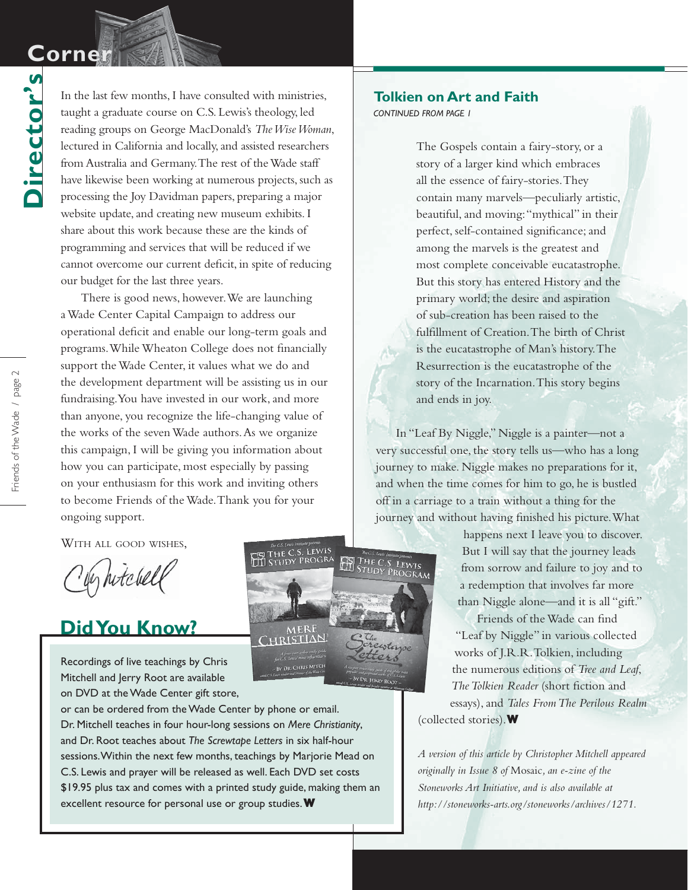## Director's Corner

In the last few months, I have consulted with ministries, taught a graduate course on C.S. Lewis's theology, led reading groups on George MacDonald's *The Wise Woman*, lectured in California and locally, and assisted researchers from Australia and Germany. The rest of the Wade staff have likewise been working at numerous projects, such as processing the Joy Davidman papers, preparing a major website update, and creating new museum exhibits. I share about this work because these are the kinds of programming and services that will be reduced if we cannot overcome our current deficit, in spite of reducing our budget for the last three years.

There is good news, however. We are launching a Wade Center Capital Campaign to address our operational deficit and enable our long-term goals and programs. While Wheaton College does not financially support the Wade Center, it values what we do and the development department will be assisting us in our fundraising. You have invested in our work, and more than anyone, you recognize the life-changing value of the works of the seven Wade authors. As we organize this campaign, I will be giving you information about how you can participate, most especially by passing on your enthusiasm for this work and inviting others to become Friends of the Wade. Thank you for your ongoing support.

WITH ALL GOOD WISHES,

Chris Mitchell

## Did You Know?

Recordings of live teachings by Chris Mitchell and Jerry Root are available on DVD at the Wade Center gift store, or can be ordered from the Wade Center by phone or email. Dr. Mitchell teaches in four hour-long sessions on *Mere Christianity*, and Dr. Root teaches about *The Screwtape Letters* in six half-hour sessions. Within the next few months, teachings by Marjorie Mead on C.S. Lewis and prayer will be released as well. Each DVD set costs $19.95 plus tax and comes with a printed study guide, making them an excellent resource for personal use or group studies. **W**

## Tolkien on Art and Faith

*CONTINUED FROM PAGE 1*

> The Gospels contain a fairy-story, or a story of a larger kind which embraces all the essence of fairy-stories. They contain many marvels—peculiarly artistic, beautiful, and moving: "mythical" in their perfect, self-contained significance; and among the marvels is the greatest and most complete conceivable eucatastrophe. But this story has entered History and the primary world; the desire and aspiration of sub-creation has been raised to the fulfillment of Creation. The birth of Christ is the eucatastrophe of Man's history. The Resurrection is the eucatastrophe of the story of the Incarnation. This story begins and ends in joy.

In "Leaf By Niggle," Niggle is a painter—not a very successful one, the story tells us—who has a long journey to make. Niggle makes no preparations for it, and when the time comes for him to go, he is bustled off in a carriage to a train without a thing for the journey and without having finished his picture. What happens next I leave you to discover. But I will say that the journey leads from sorrow and failure to joy and to a redemption that involves far more than Niggle alone—and it is all "gift."

Friends of the Wade can find "Leaf by Niggle" in various collected works of J.R.R. Tolkien, including the numerous editions of *Tree and Leaf*, *The Tolkien Reader* (short fiction and essays), and *Tales From The Perilous Realm* (collected stories). **W**

*A version of this article by Christopher Mitchell appeared originally in Issue 8 of* Mosaic*, an e-zine of the Stoneworks Art Initiative, and is also available at http://stoneworks-arts.org/stoneworks/archives/1271.*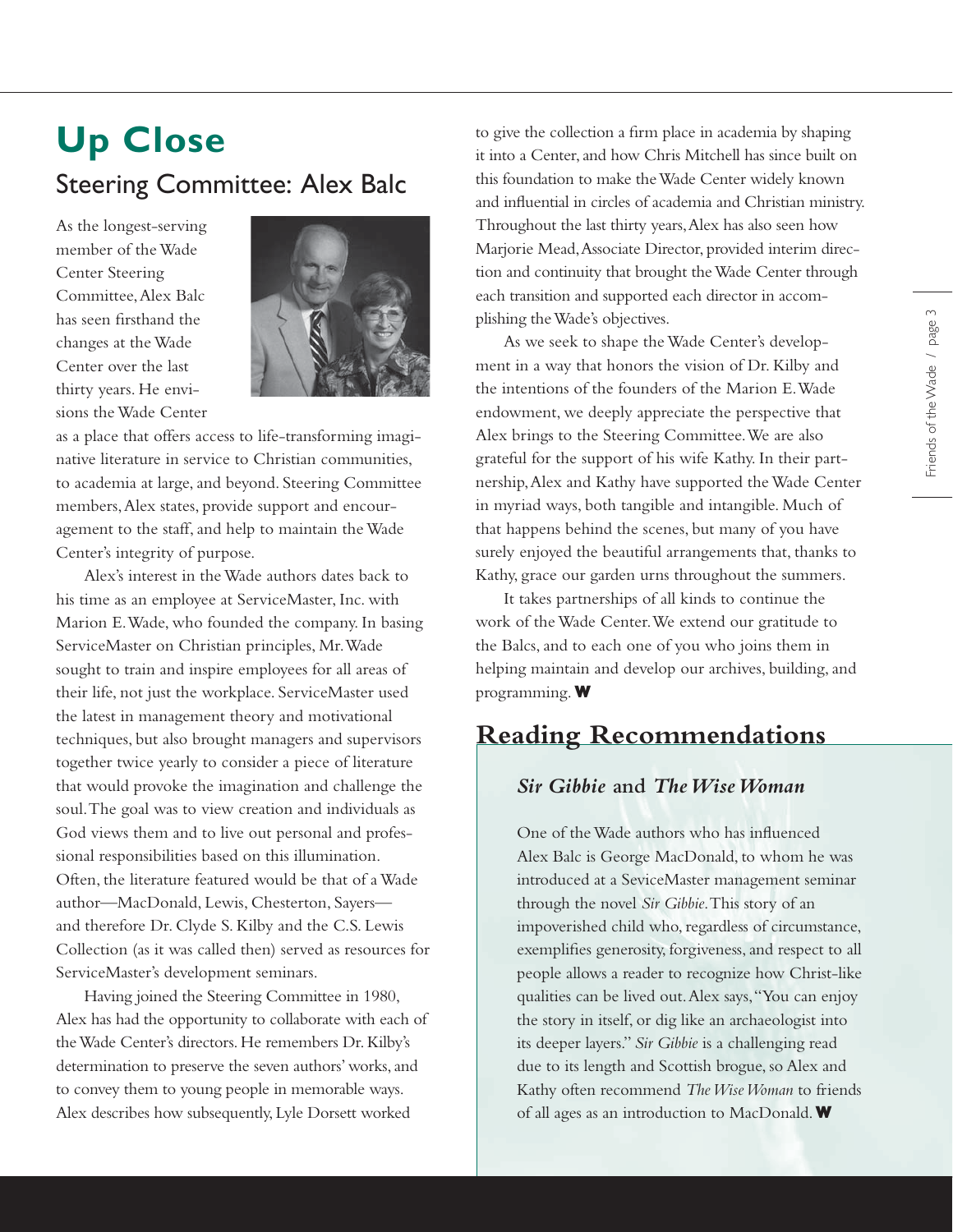# Up Close

## Steering Committee: Alex Balc

As the longest-serving member of the Wade Center Steering Committee, Alex Balc has seen firsthand the changes at the Wade Center over the last thirty years. He envisions the Wade Center as a place that offers access to life-transforming imaginative literature in service to Christian communities, to academia at large, and beyond. Steering Committee members, Alex states, provide support and encouragement to the staff, and help to maintain the Wade Center's integrity of purpose.

Alex's interest in the Wade authors dates back to his time as an employee at ServiceMaster, Inc. with Marion E. Wade, who founded the company. In basing ServiceMaster on Christian principles, Mr. Wade sought to train and inspire employees for all areas of their life, not just the workplace. ServiceMaster used the latest in management theory and motivational techniques, but also brought managers and supervisors together twice yearly to consider a piece of literature that would provoke the imagination and challenge the soul. The goal was to view creation and individuals as God views them and to live out personal and professional responsibilities based on this illumination. Often, the literature featured would be that of a Wade author—MacDonald, Lewis, Chesterton, Sayers—and therefore Dr. Clyde S. Kilby and the C.S. Lewis Collection (as it was called then) served as resources for ServiceMaster's development seminars.

Having joined the Steering Committee in 1980, Alex has had the opportunity to collaborate with each of the Wade Center's directors. He remembers Dr. Kilby's determination to preserve the seven authors' works, and to convey them to young people in memorable ways. Alex describes how subsequently, Lyle Dorsett worked to give the collection a firm place in academia by shaping it into a Center, and how Chris Mitchell has since built on this foundation to make the Wade Center widely known and influential in circles of academia and Christian ministry. Throughout the last thirty years, Alex has also seen how Marjorie Mead, Associate Director, provided interim direction and continuity that brought the Wade Center through each transition and supported each director in accomplishing the Wade's objectives.

As we seek to shape the Wade Center's development in a way that honors the vision of Dr. Kilby and the intentions of the founders of the Marion E. Wade endowment, we deeply appreciate the perspective that Alex brings to the Steering Committee. We are also grateful for the support of his wife Kathy. In their partnership, Alex and Kathy have supported the Wade Center in myriad ways, both tangible and intangible. Much of that happens behind the scenes, but many of you have surely enjoyed the beautiful arrangements that, thanks to Kathy, grace our garden urns throughout the summers.

It takes partnerships of all kinds to continue the work of the Wade Center. We extend our gratitude to the Balcs, and to each one of you who joins them in helping maintain and develop our archives, building, and programming. **W**

## Reading Recommendations

### *Sir Gibbie* and *The Wise Woman*

One of the Wade authors who has influenced Alex Balc is George MacDonald, to whom he was introduced at a SeviceMaster management seminar through the novel *Sir Gibbie*. This story of an impoverished child who, regardless of circumstance, exemplifies generosity, forgiveness, and respect to all people allows a reader to recognize how Christ-like qualities can be lived out. Alex says, "You can enjoy the story in itself, or dig like an archaeologist into its deeper layers." *Sir Gibbie* is a challenging read due to its length and Scottish brogue, so Alex and Kathy often recommend *The Wise Woman* to friends of all ages as an introduction to MacDonald. **W**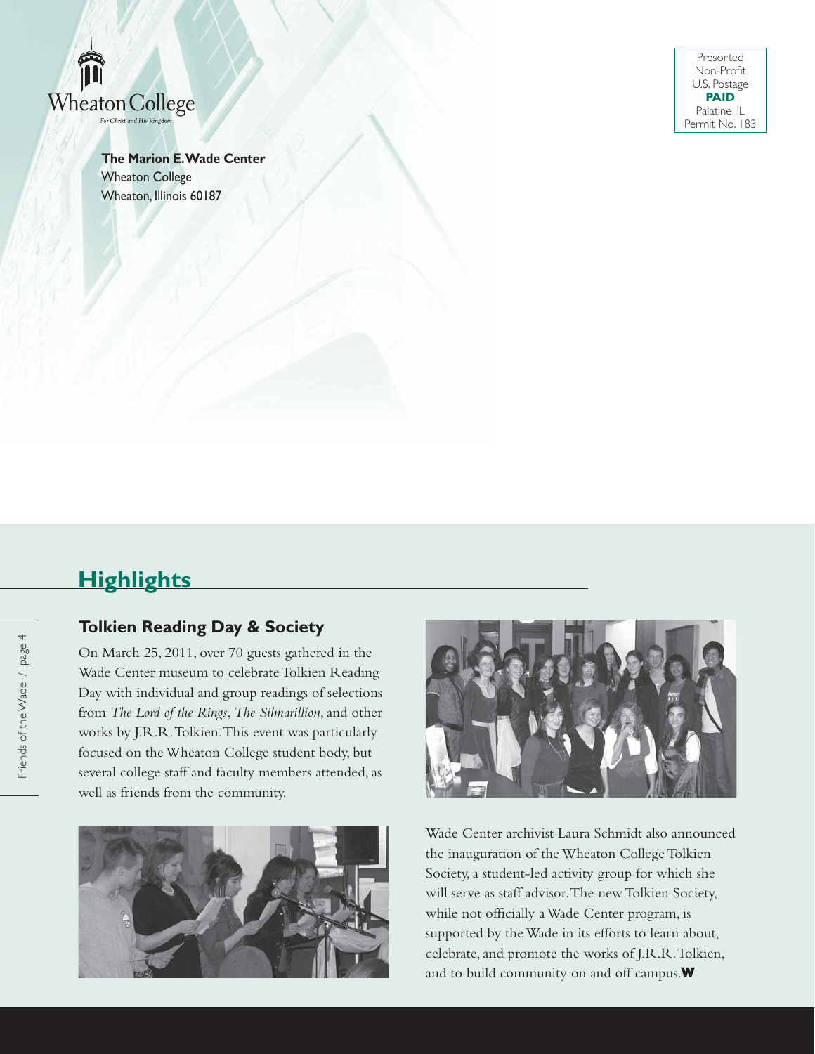**The Marion E. Wade Center**
Wheaton College
Wheaton, Illinois 60187

Presorted
Non-Profit
U.S. Postage
**PAID**
Palatine, IL
Permit No. 183

## Highlights

### Tolkien Reading Day & Society

On March 25, 2011, over 70 guests gathered in the Wade Center museum to celebrate Tolkien Reading Day with individual and group readings of selections from *The Lord of the Rings*, *The Silmarillion*, and other works by J.R.R. Tolkien. This event was particularly focused on the Wheaton College student body, but several college staff and faculty members attended, as well as friends from the community.

Wade Center archivist Laura Schmidt also announced the inauguration of the Wheaton College Tolkien Society, a student-led activity group for which she will serve as staff advisor. The new Tolkien Society, while not officially a Wade Center program, is supported by the Wade in its efforts to learn about, celebrate, and promote the works of J.R.R. Tolkien, and to build community on and off campus.